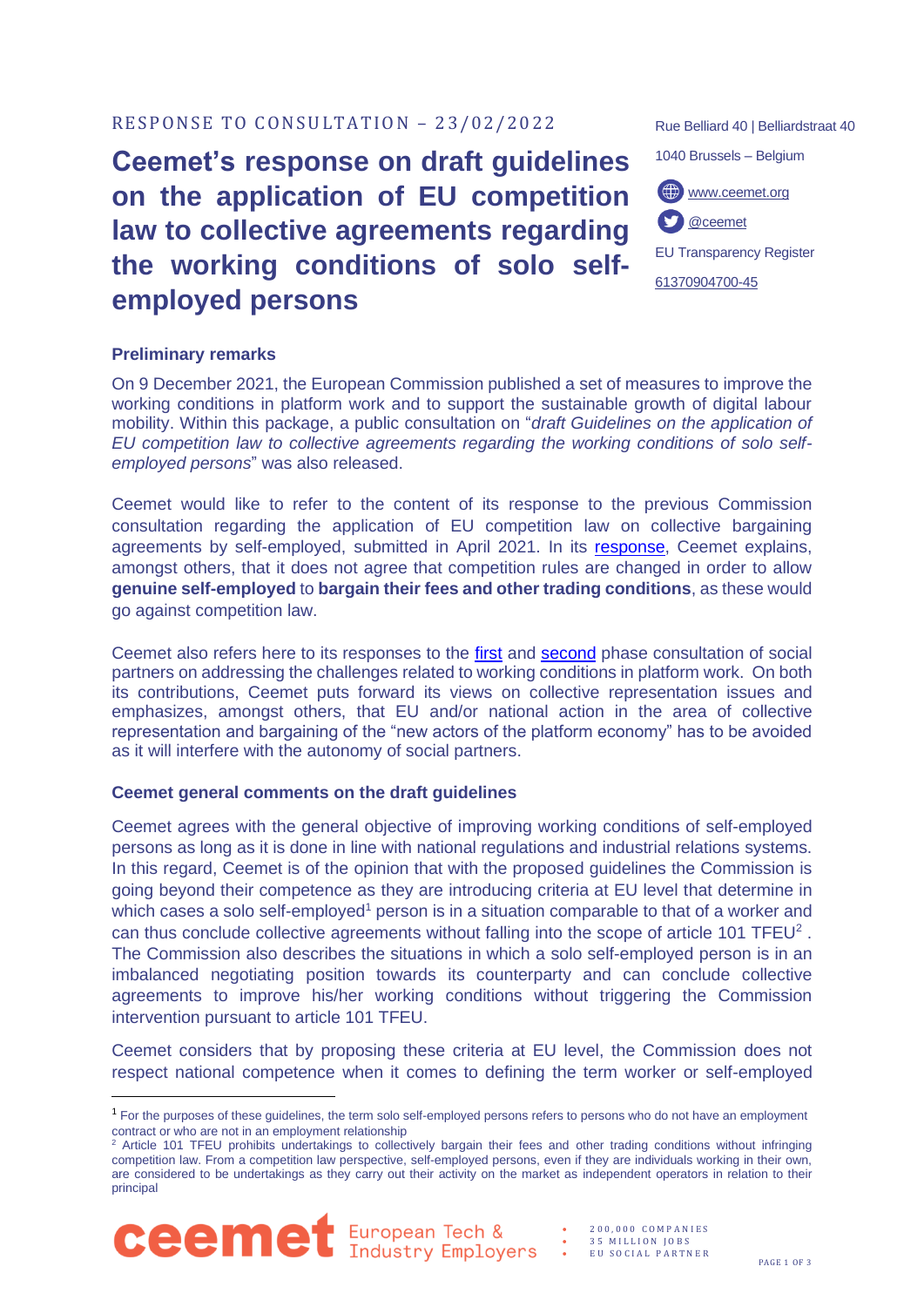RESPONSE TO CONSULTATION – 23/02/2022

# Ceemet's response on draft guidelines on the application of EU competition law to collective agreements regarding the working conditions of solo self-employed persons

Rue Belliard 40 | Belliardstraat 40

1040 Brussels – Belgium

www.ceemet.org

@ceemet

EU Transparency Register

61370904700-45

### Preliminary remarks

On 9 December 2021, the European Commission published a set of measures to improve the working conditions in platform work and to support the sustainable growth of digital labour mobility. Within this package, a public consultation on "*draft Guidelines on the application of EU competition law to collective agreements regarding the working conditions of solo self-employed persons*" was also released.

Ceemet would like to refer to the content of its response to the previous Commission consultation regarding the application of EU competition law on collective bargaining agreements by self-employed, submitted in April 2021. In its response, Ceemet explains, amongst others, that it does not agree that competition rules are changed in order to allow **genuine self-employed** to **bargain their fees and other trading conditions**, as these would go against competition law.

Ceemet also refers here to its responses to the first and second phase consultation of social partners on addressing the challenges related to working conditions in platform work. On both its contributions, Ceemet puts forward its views on collective representation issues and emphasizes, amongst others, that EU and/or national action in the area of collective representation and bargaining of the "new actors of the platform economy" has to be avoided as it will interfere with the autonomy of social partners.

### Ceemet general comments on the draft guidelines

Ceemet agrees with the general objective of improving working conditions of self-employed persons as long as it is done in line with national regulations and industrial relations systems. In this regard, Ceemet is of the opinion that with the proposed guidelines the Commission is going beyond their competence as they are introducing criteria at EU level that determine in which cases a solo self-employed[1] person is in a situation comparable to that of a worker and can thus conclude collective agreements without falling into the scope of article 101 TFEU[2] . The Commission also describes the situations in which a solo self-employed person is in an imbalanced negotiating position towards its counterparty and can conclude collective agreements to improve his/her working conditions without triggering the Commission intervention pursuant to article 101 TFEU.

Ceemet considers that by proposing these criteria at EU level, the Commission does not respect national competence when it comes to defining the term worker or self-employed

[1] For the purposes of these guidelines, the term solo self-employed persons refers to persons who do not have an employment contract or who are not in an employment relationship

[2] Article 101 TFEU prohibits undertakings to collectively bargain their fees and other trading conditions without infringing competition law. From a competition law perspective, self-employed persons, even if they are individuals working in their own, are considered to be undertakings as they carry out their activity on the market as independent operators in relation to their principal

ceemet European Tech & Industry Employers

200,000 COMPANIES
35 MILLION JOBS
EU SOCIAL PARTNER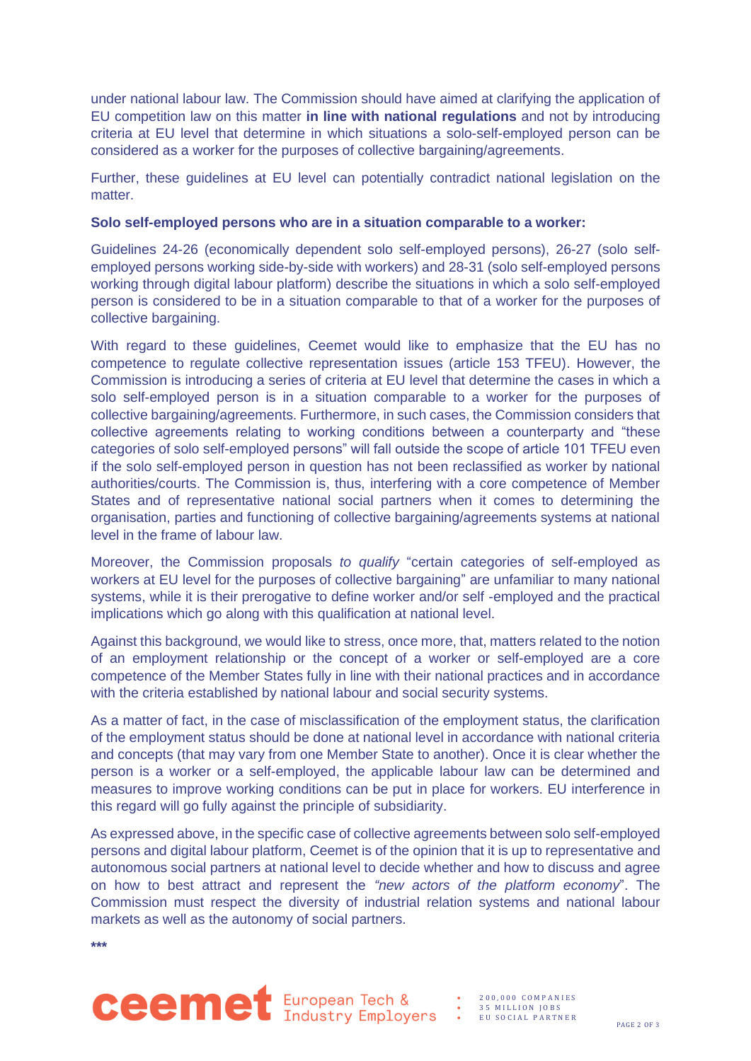under national labour law. The Commission should have aimed at clarifying the application of EU competition law on this matter **in line with national regulations** and not by introducing criteria at EU level that determine in which situations a solo-self-employed person can be considered as a worker for the purposes of collective bargaining/agreements.

Further, these guidelines at EU level can potentially contradict national legislation on the matter.

**Solo self-employed persons who are in a situation comparable to a worker:**

Guidelines 24-26 (economically dependent solo self-employed persons), 26-27 (solo self-employed persons working side-by-side with workers) and 28-31 (solo self-employed persons working through digital labour platform) describe the situations in which a solo self-employed person is considered to be in a situation comparable to that of a worker for the purposes of collective bargaining.

With regard to these guidelines, Ceemet would like to emphasize that the EU has no competence to regulate collective representation issues (article 153 TFEU). However, the Commission is introducing a series of criteria at EU level that determine the cases in which a solo self-employed person is in a situation comparable to a worker for the purposes of collective bargaining/agreements. Furthermore, in such cases, the Commission considers that collective agreements relating to working conditions between a counterparty and "these categories of solo self-employed persons" will fall outside the scope of article 101 TFEU even if the solo self-employed person in question has not been reclassified as worker by national authorities/courts. The Commission is, thus, interfering with a core competence of Member States and of representative national social partners when it comes to determining the organisation, parties and functioning of collective bargaining/agreements systems at national level in the frame of labour law.

Moreover, the Commission proposals *to qualify* "certain categories of self-employed as workers at EU level for the purposes of collective bargaining" are unfamiliar to many national systems, while it is their prerogative to define worker and/or self -employed and the practical implications which go along with this qualification at national level.

Against this background, we would like to stress, once more, that, matters related to the notion of an employment relationship or the concept of a worker or self-employed are a core competence of the Member States fully in line with their national practices and in accordance with the criteria established by national labour and social security systems.

As a matter of fact, in the case of misclassification of the employment status, the clarification of the employment status should be done at national level in accordance with national criteria and concepts (that may vary from one Member State to another). Once it is clear whether the person is a worker or a self-employed, the applicable labour law can be determined and measures to improve working conditions can be put in place for workers. EU interference in this regard will go fully against the principle of subsidiarity.

As expressed above, in the specific case of collective agreements between solo self-employed persons and digital labour platform, Ceemet is of the opinion that it is up to representative and autonomous social partners at national level to decide whether and how to discuss and agree on how to best attract and represent the *"new actors of the platform economy*". The Commission must respect the diversity of industrial relation systems and national labour markets as well as the autonomy of social partners.

***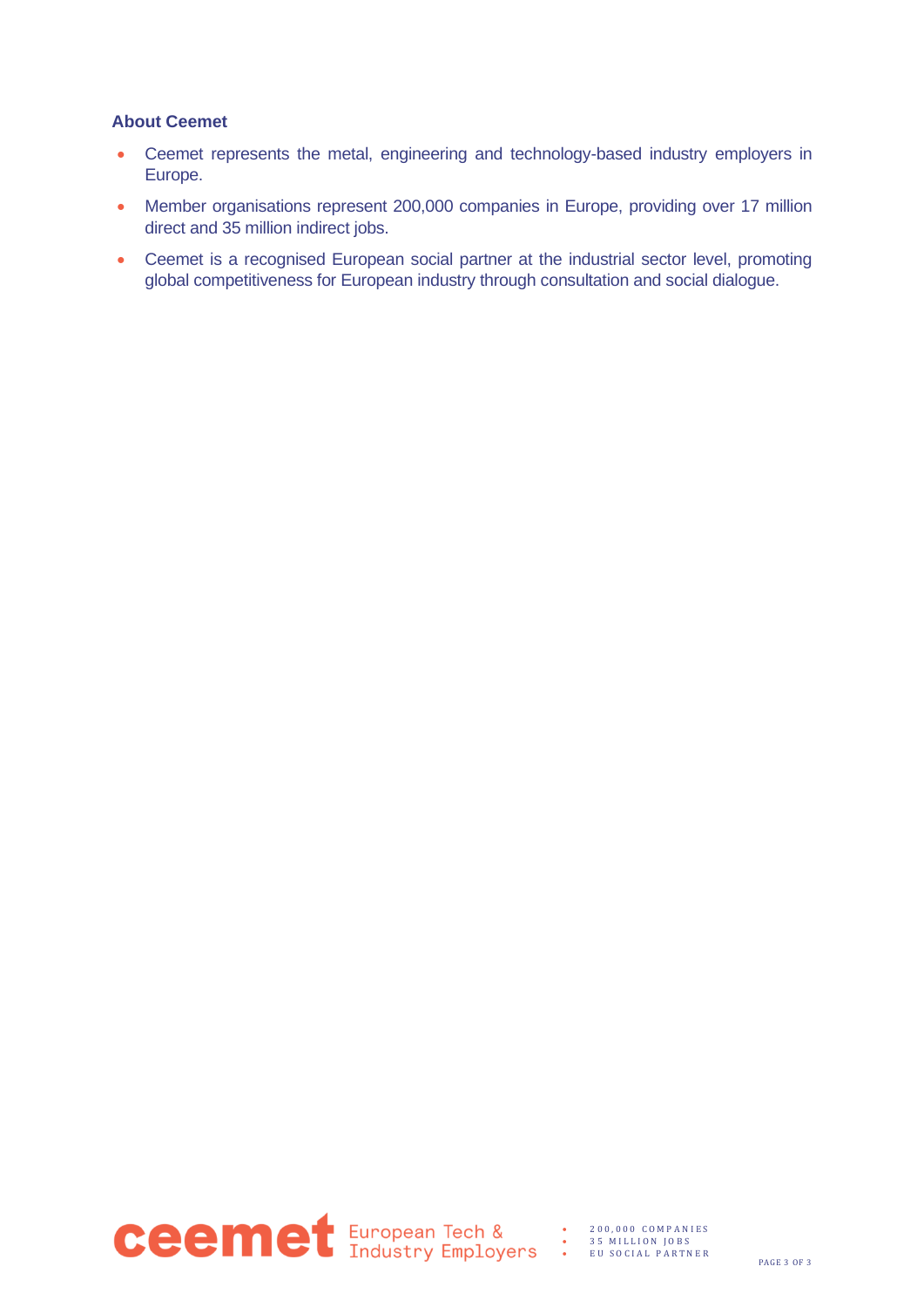**About Ceemet**

- Ceemet represents the metal, engineering and technology-based industry employers in Europe.
- Member organisations represent 200,000 companies in Europe, providing over 17 million direct and 35 million indirect jobs.
- Ceemet is a recognised European social partner at the industrial sector level, promoting global competitiveness for European industry through consultation and social dialogue.